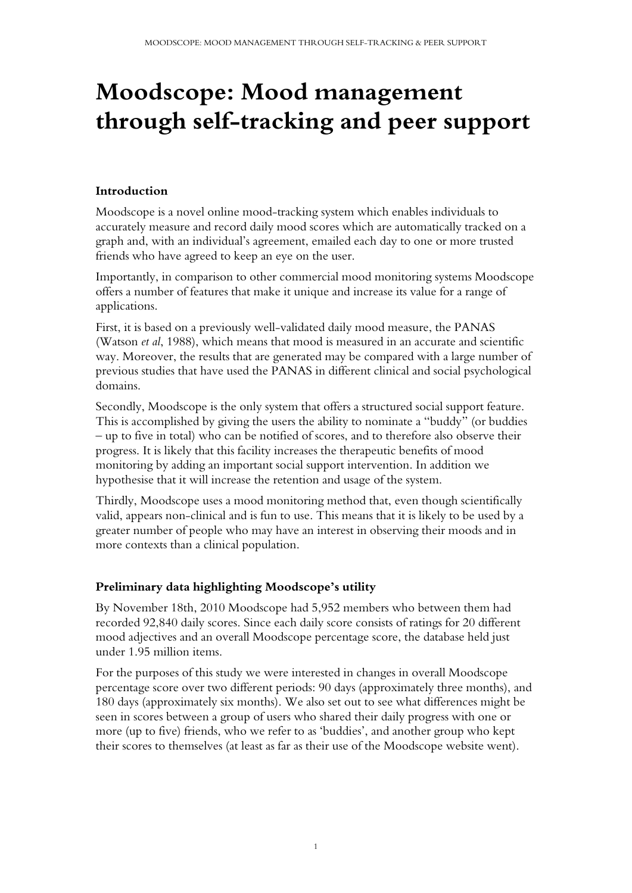# Moodscope: Mood management through self-tracking and peer support

### Introduction

Moodscope is a novel online mood-tracking system which enables individuals to accurately measure and record daily mood scores which are automatically tracked on a graph and, with an individual's agreement, emailed each day to one or more trusted friends who have agreed to keep an eye on the user.

Importantly, in comparison to other commercial mood monitoring systems Moodscope offers a number of features that make it unique and increase its value for a range of applications.

First, it is based on a previously well-validated daily mood measure, the PANAS (Watson *et al*, 1988), which means that mood is measured in an accurate and scientific way. Moreover, the results that are generated may be compared with a large number of previous studies that have used the PANAS in different clinical and social psychological domains.

Secondly, Moodscope is the only system that offers a structured social support feature. This is accomplished by giving the users the ability to nominate a "buddy" (or buddies – up to five in total) who can be notified of scores, and to therefore also observe their progress. It is likely that this facility increases the therapeutic benefits of mood monitoring by adding an important social support intervention. In addition we hypothesise that it will increase the retention and usage of the system.

Thirdly, Moodscope uses a mood monitoring method that, even though scientifically valid, appears non-clinical and is fun to use. This means that it is likely to be used by a greater number of people who may have an interest in observing their moods and in more contexts than a clinical population.

### Preliminary data highlighting Moodscope's utility

By November 18th, 2010 Moodscope had 5,952 members who between them had recorded 92,840 daily scores. Since each daily score consists of ratings for 20 different mood adjectives and an overall Moodscope percentage score, the database held just under 1.95 million items.

For the purposes of this study we were interested in changes in overall Moodscope percentage score over two different periods: 90 days (approximately three months), and 180 days (approximately six months). We also set out to see what differences might be seen in scores between a group of users who shared their daily progress with one or more (up to five) friends, who we refer to as 'buddies', and another group who kept their scores to themselves (at least as far as their use of the Moodscope website went).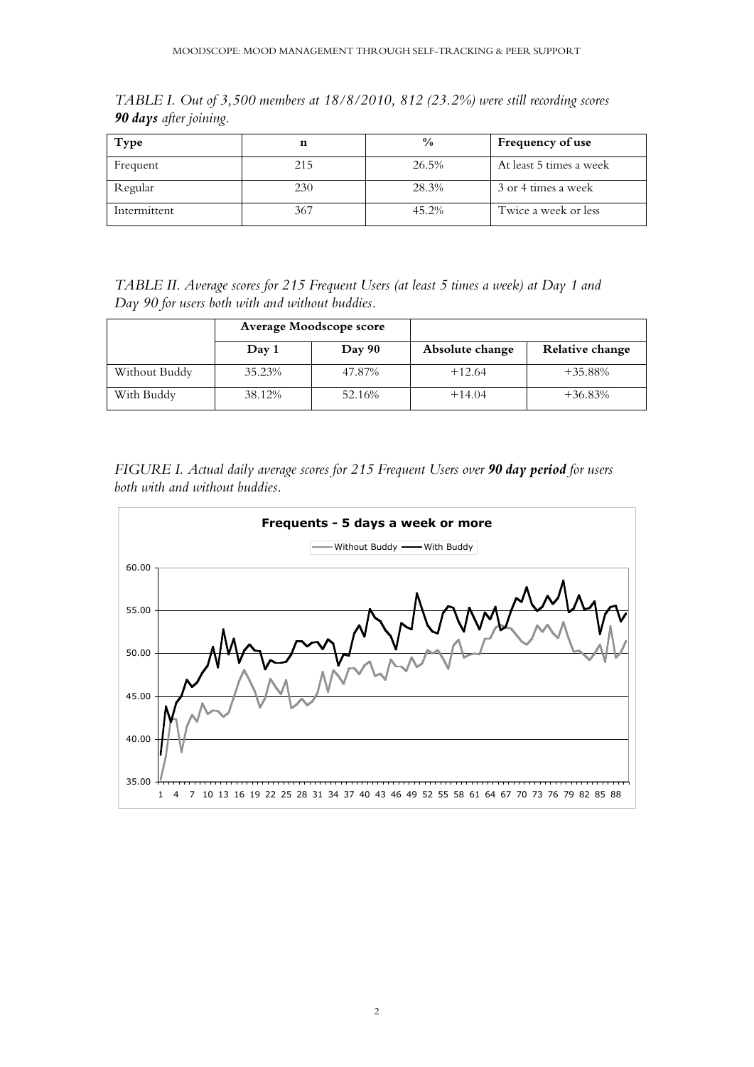*TABLE I. Out of 3,500 members at 18/8/2010, 812 (23.2%) were still recording scores* ***90 days*** *after joining.*

| Type | n | % | Frequency of use |
|---|---|---|---|
| Frequent | 215 | 26.5% | At least 5 times a week |
| Regular | 230 | 28.3% | 3 or 4 times a week |
| Intermittent | 367 | 45.2% | Twice a week or less |

*TABLE II. Average scores for 215 Frequent Users (at least 5 times a week) at Day 1 and Day 90 for users both with and without buddies.*

| | Average Moodscope score | | | |
|---|---|---|---|---|
| | Day 1 | Day 90 | Absolute change | Relative change |
| Without Buddy | 35.23% | 47.87% | +12.64 | +35.88% |
| With Buddy | 38.12% | 52.16% | +14.04 | +36.83% |

*FIGURE I. Actual daily average scores for 215 Frequent Users over* ***90 day period*** *for users both with and without buddies.*

Frequents - 5 days a week or more

Without Buddy
With Buddy

60.00
55.00
50.00
45.00
40.00
35.00

1 4 7 10 13 16 19 22 25 28 31 34 37 40 43 46 49 52 55 58 61 64 67 70 73 76 79 82 85 88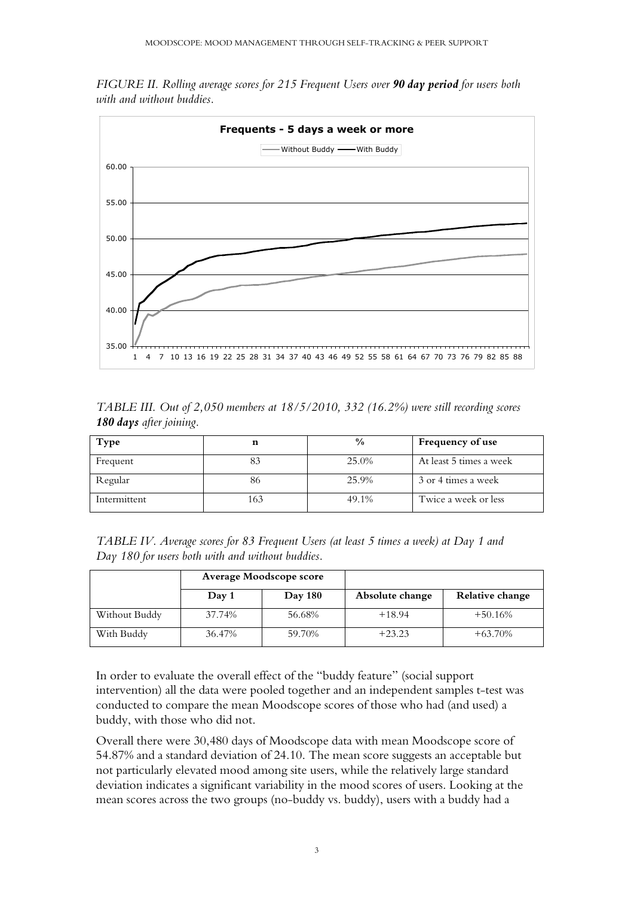*FIGURE II. Rolling average scores for 215 Frequent Users over **90 day period** for users both with and without buddies.*

**Frequents - 5 days a week or more**

Without Buddy — With Buddy

60.00
55.00
50.00
45.00
40.00
35.00

1 4 7 10 13 16 19 22 25 28 31 34 37 40 43 46 49 52 55 58 61 64 67 70 73 76 79 82 85 88

*TABLE III. Out of 2,050 members at 18/5/2010, 332 (16.2%) were still recording scores **180 days** after joining.*

| Type | n | % | Frequency of use |
|---|---|---|---|
| Frequent | 83 | 25.0% | At least 5 times a week |
| Regular | 86 | 25.9% | 3 or 4 times a week |
| Intermittent | 163 | 49.1% | Twice a week or less |

*TABLE IV. Average scores for 83 Frequent Users (at least 5 times a week) at Day 1 and Day 180 for users both with and without buddies.*

| | Average Moodscope score | | | |
|---|---|---|---|---|
| | Day 1 | Day 180 | Absolute change | Relative change |
| Without Buddy | 37.74% | 56.68% | +18.94 | +50.16% |
| With Buddy | 36.47% | 59.70% | +23.23 | +63.70% |

In order to evaluate the overall effect of the "buddy feature" (social support intervention) all the data were pooled together and an independent samples t-test was conducted to compare the mean Moodscope scores of those who had (and used) a buddy, with those who did not.

Overall there were 30,480 days of Moodscope data with mean Moodscope score of 54.87% and a standard deviation of 24.10. The mean score suggests an acceptable but not particularly elevated mood among site users, while the relatively large standard deviation indicates a significant variability in the mood scores of users. Looking at the mean scores across the two groups (no-buddy vs. buddy), users with a buddy had a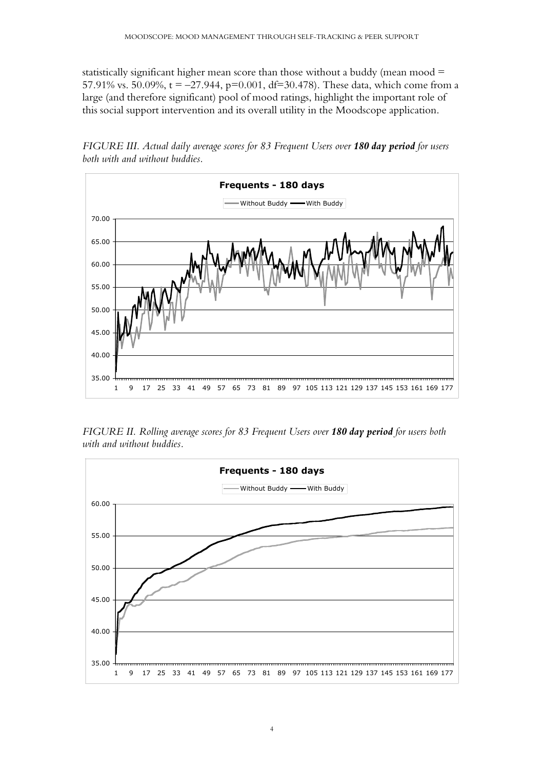statistically significant higher mean score than those without a buddy (mean mood = 57.91% vs. 50.09%, $t = -27.944$, $p=0.001$, $df=30.478$). These data, which come from a large (and therefore significant) pool of mood ratings, highlight the important role of this social support intervention and its overall utility in the Moodscope application.

*FIGURE III. Actual daily average scores for 83 Frequent Users over **180 day period** for users both with and without buddies.*

Frequents - 180 days

Without Buddy
With Buddy

70.00
65.00
60.00
55.00
50.00
45.00
40.00
35.00

1 9 17 25 33 41 49 57 65 73 81 89 97 105 113 121 129 137 145 153 161 169 177

*FIGURE II. Rolling average scores for 83 Frequent Users over **180 day period** for users both with and without buddies.*

Frequents - 180 days

Without Buddy
With Buddy

60.00
55.00
50.00
45.00
40.00
35.00

1 9 17 25 33 41 49 57 65 73 81 89 97 105 113 121 129 137 145 153 161 169 177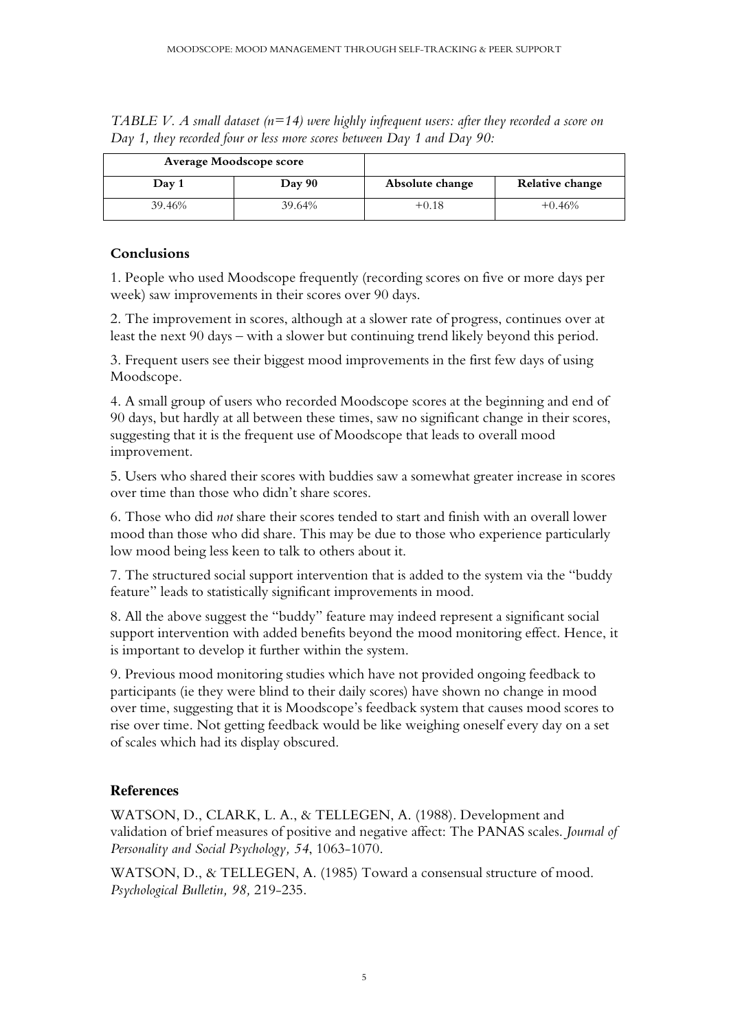*TABLE V. A small dataset (n=14) were highly infrequent users: after they recorded a score on Day 1, they recorded four or less more scores between Day 1 and Day 90:*

| Average Moodscope score | | | |
|---|---|---|---|
| **Day 1** | **Day 90** | **Absolute change** | **Relative change** |
| 39.46% | 39.64% | +0.18 | +0.46% |

### Conclusions

1. People who used Moodscope frequently (recording scores on five or more days per week) saw improvements in their scores over 90 days.

2. The improvement in scores, although at a slower rate of progress, continues over at least the next 90 days – with a slower but continuing trend likely beyond this period.

3. Frequent users see their biggest mood improvements in the first few days of using Moodscope.

4. A small group of users who recorded Moodscope scores at the beginning and end of 90 days, but hardly at all between these times, saw no significant change in their scores, suggesting that it is the frequent use of Moodscope that leads to overall mood improvement.

5. Users who shared their scores with buddies saw a somewhat greater increase in scores over time than those who didn't share scores.

6. Those who did *not* share their scores tended to start and finish with an overall lower mood than those who did share. This may be due to those who experience particularly low mood being less keen to talk to others about it.

7. The structured social support intervention that is added to the system via the "buddy feature" leads to statistically significant improvements in mood.

8. All the above suggest the "buddy" feature may indeed represent a significant social support intervention with added benefits beyond the mood monitoring effect. Hence, it is important to develop it further within the system.

9. Previous mood monitoring studies which have not provided ongoing feedback to participants (ie they were blind to their daily scores) have shown no change in mood over time, suggesting that it is Moodscope's feedback system that causes mood scores to rise over time. Not getting feedback would be like weighing oneself every day on a set of scales which had its display obscured.

### References

WATSON, D., CLARK, L. A., & TELLEGEN, A. (1988). Development and validation of brief measures of positive and negative affect: The PANAS scales. *Journal of Personality and Social Psychology, 54*, 1063-1070.

WATSON, D., & TELLEGEN, A. (1985) Toward a consensual structure of mood. *Psychological Bulletin, 98,* 219-235.